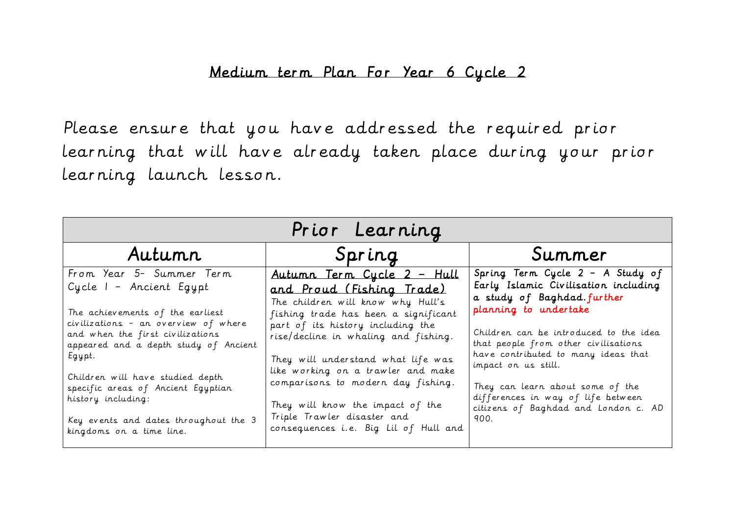# Medium term Plan For Year 6 Cycle 2

Please ensure that you have addressed the required prior learning that will have already taken place during your prior learning launch lesson.

| Prior Learning | | |
|---|---|---|
| **Autumn** | **Spring** | **Summer** |
| From Year 5- Summer Term Cycle 1 - Ancient Egypt<br><br>The achievements of the earliest civilizations - an overview of where and when the first civilizations appeared and a depth study of Ancient Egypt.<br><br>Children will have studied depth specific areas of Ancient Egyptian history including:<br><br>Key events and dates throughout the 3 kingdoms on a time line. | <u>Autumn Term Cycle 2 - Hull and Proud (Fishing Trade)</u><br>The children will know why Hull's fishing trade has been a significant part of its history including the rise/decline in whaling and fishing.<br><br>They will understand what life was like working on a trawler and make comparisons to modern day fishing.<br><br>They will know the impact of the Triple Trawler disaster and consequences i.e. Big Lil of Hull and | Spring Term Cycle 2 - A Study of Early Islamic Civilisation including a study of Baghdad. further planning to undertake<br><br>Children can be introduced to the idea that people from other civilisations have contributed to many ideas that impact on us still.<br><br>They can learn about some of the differences in way of life between citizens of Baghdad and London c. AD 900. |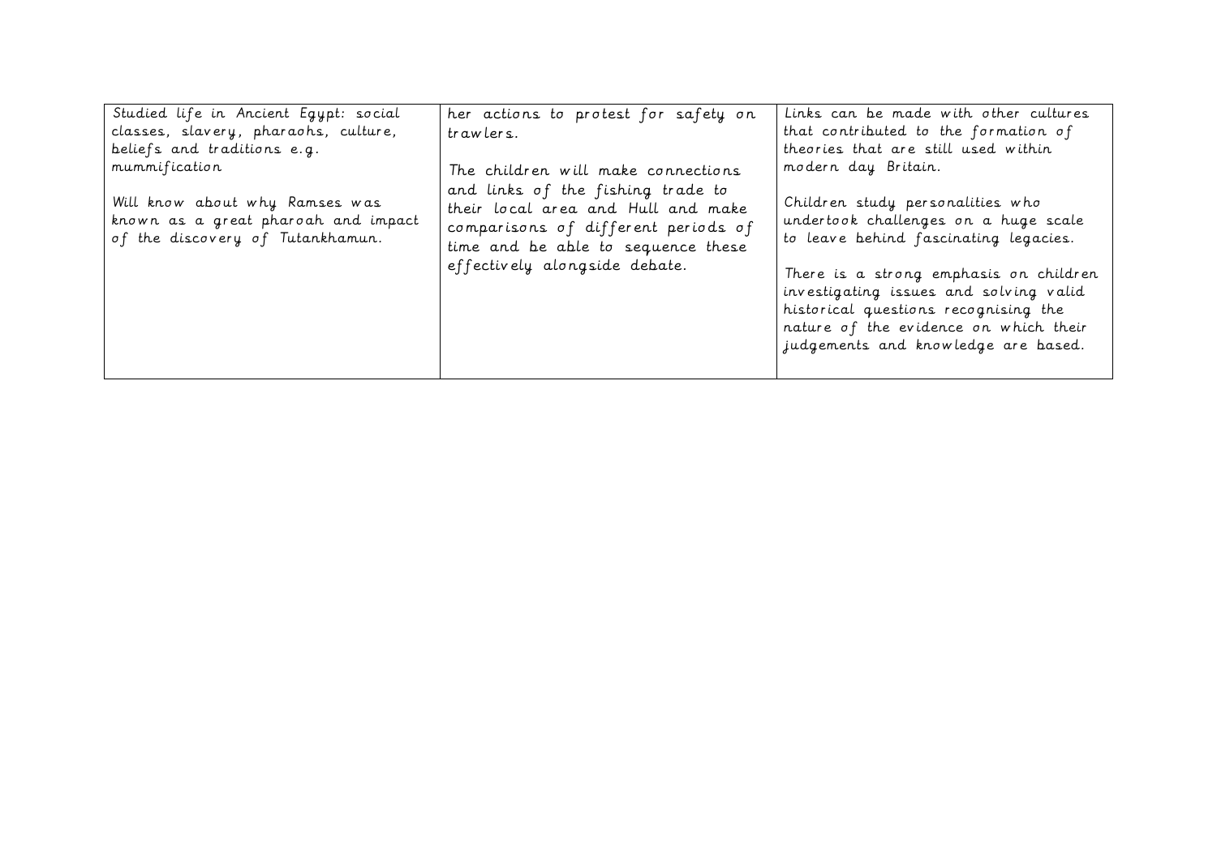| | | |
|---|---|---|
| Studied life in Ancient Egypt: social classes, slavery, pharaohs, culture, beliefs and traditions e.g. mummification<br><br>Will know about why Ramses was known as a great pharoah and impact of the discovery of Tutankhamun. | her actions to protest for safety on trawlers.<br><br>The children will make connections and links of the fishing trade to their local area and Hull and make comparisons of different periods of time and be able to sequence these effectively alongside debate. | Links can be made with other cultures that contributed to the formation of theories that are still used within modern day Britain.<br><br>Children study personalities who undertook challenges on a huge scale to leave behind fascinating legacies.<br><br>There is a strong emphasis on children investigating issues and solving valid historical questions recognising the nature of the evidence on which their judgements and knowledge are based. |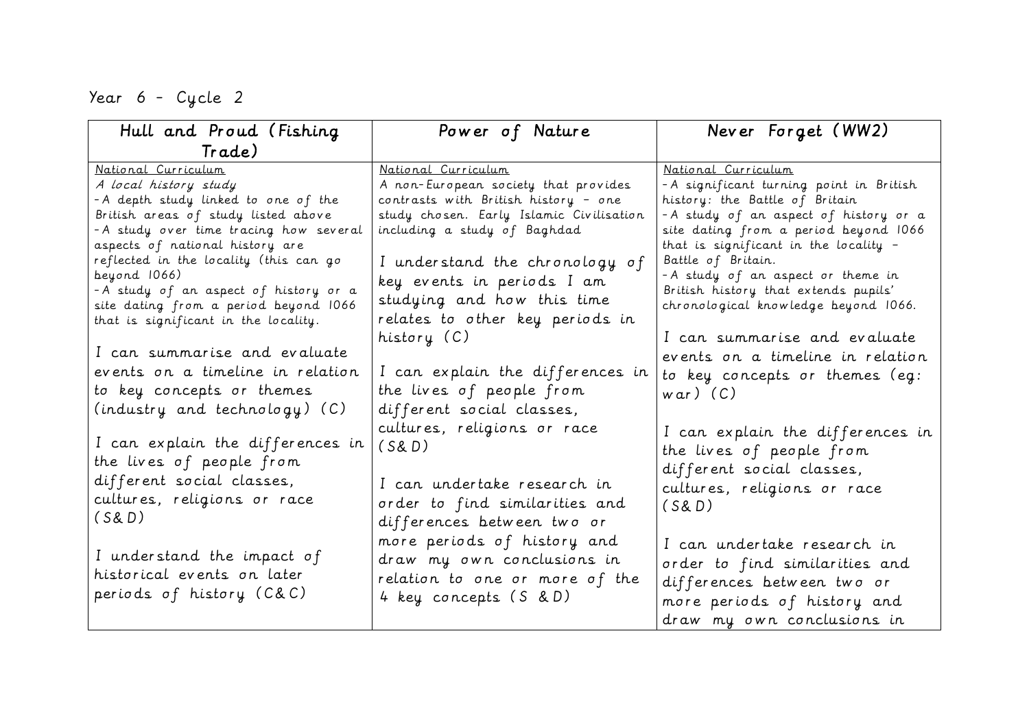Year 6 – Cycle 2

| Hull and Proud (Fishing Trade) | Power of Nature | Never Forget (WW2) |
|---|---|---|
| <u>National Curriculum</u><br>*A local history study*<br>- A depth study linked to one of the British areas of study listed above<br>- A study over time tracing how several aspects of national history are reflected in the locality (this can go beyond 1066)<br>- A study of an aspect of history or a site dating from a period beyond 1066 that is significant in the locality.<br><br>I can summarise and evaluate events on a timeline in relation to key concepts or themes (industry and technology) (C)<br><br>I can explain the differences in the lives of people from different social classes, cultures, religions or race (S& D)<br><br>I understand the impact of historical events on later periods of history (C& C) | <u>National Curriculum</u><br>A non-European society that provides contrasts with British history – one study chosen. Early Islamic Civilisation including a study of Baghdad<br><br>I understand the chronology of key events in periods I am studying and how this time relates to other key periods in history (C)<br><br>I can explain the differences in the lives of people from different social classes, cultures, religions or race (S& D)<br><br>I can undertake research in order to find similarities and differences between two or more periods of history and draw my own conclusions in relation to one or more of the 4 key concepts (S & D) | <u>National Curriculum</u><br>- A significant turning point in British history: the Battle of Britain<br>- A study of an aspect of history or a site dating from a period beyond 1066 that is significant in the locality – Battle of Britain.<br>- A study of an aspect or theme in British history that extends pupils' chronological knowledge beyond 1066.<br><br>I can summarise and evaluate events on a timeline in relation to key concepts or themes (eg: war) (C)<br><br>I can explain the differences in the lives of people from different social classes, cultures, religions or race (S& D)<br><br>I can undertake research in order to find similarities and differences between two or more periods of history and draw my own conclusions in |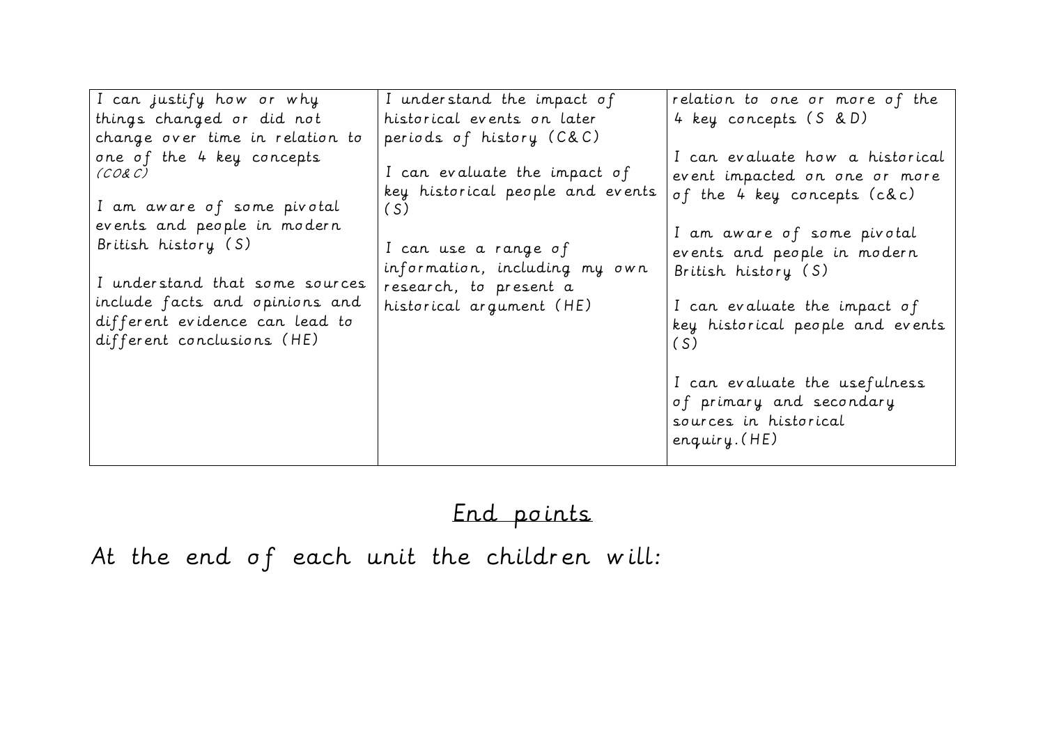| | | |
|---|---|---|
| I can justify how or why things changed or did not change over time in relation to one of the 4 key concepts (CO& C)<br><br>I am aware of some pivotal events and people in modern British history (S)<br><br>I understand that some sources include facts and opinions and different evidence can lead to different conclusions (HE) | I understand the impact of historical events on later periods of history (C& C)<br><br>I can evaluate the impact of key historical people and events (S)<br><br>I can use a range of information, including my own research, to present a historical argument (HE) | relation to one or more of the 4 key concepts (S & D)<br><br>I can evaluate how a historical event impacted on one or more of the 4 key concepts (c& c)<br><br>I am aware of some pivotal events and people in modern British history (S)<br><br>I can evaluate the impact of key historical people and events (S)<br><br>I can evaluate the usefulness of primary and secondary sources in historical enquiry.(HE) |

## <u>End points</u>

At the end of each unit the children will: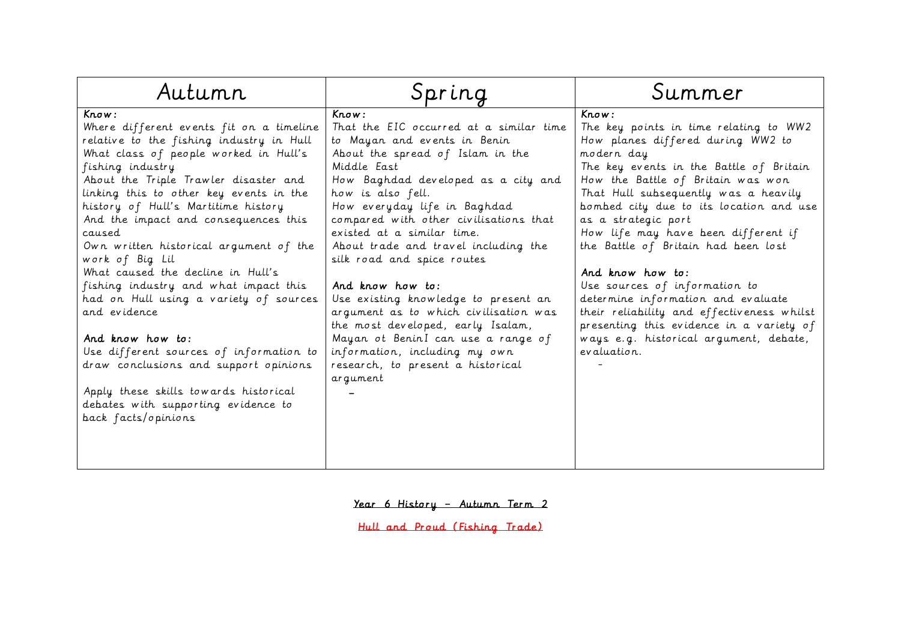| Autumn | Spring | Summer |
|---|---|---|
| **Know:**<br>Where different events fit on a timeline relative to the fishing industry in Hull<br>What class of people worked in Hull's fishing industry<br>About the Triple Trawler disaster and linking this to other key events in the history of Hull's Martitime history<br>And the impact and consequences this caused<br>Own written historical argument of the work of Big Lil<br>What caused the decline in Hull's fishing industry and what impact this had on Hull using a variety of sources and evidence<br><br>**And know how to:**<br>Use different sources of information to draw conclusions and support opinions<br><br>Apply these skills towards historical debates with supporting evidence to back facts/opinions | **Know:**<br>That the EIC occurred at a similar time to Mayan and events in Benin<br>About the spread of Islam in the Middle East<br>How Baghdad developed as a city and how is also fell.<br>How everyday life in Baghdad compared with other civilisations that existed at a similar time.<br>About trade and travel including the silk road and spice routes<br><br>**And know how to:**<br>Use existing knowledge to present an argument as to which civilisation was the most developed, early Isalam, Mayan ot BeninI can use a range of information, including my own research, to present a historical argument<br>- | **Know:**<br>The key points in time relating to WW2<br>How planes differed during WW2 to modern day<br>The key events in the Battle of Britain<br>How the Battle of Britain was won<br>That Hull subsequently was a heavily bombed city due to its location and use as a strategic port<br>How life may have been different if the Battle of Britain had been lost<br><br>**And know how to:**<br>Use sources of information to determine information and evaluate their reliability and effectiveness whilst presenting this evidence in a variety of ways e.g. historical argument, debate, evaluation.<br>- |

<u>Year 6 History – Autumn Term 2</u>

<u>Hull and Proud (Fishing Trade)</u>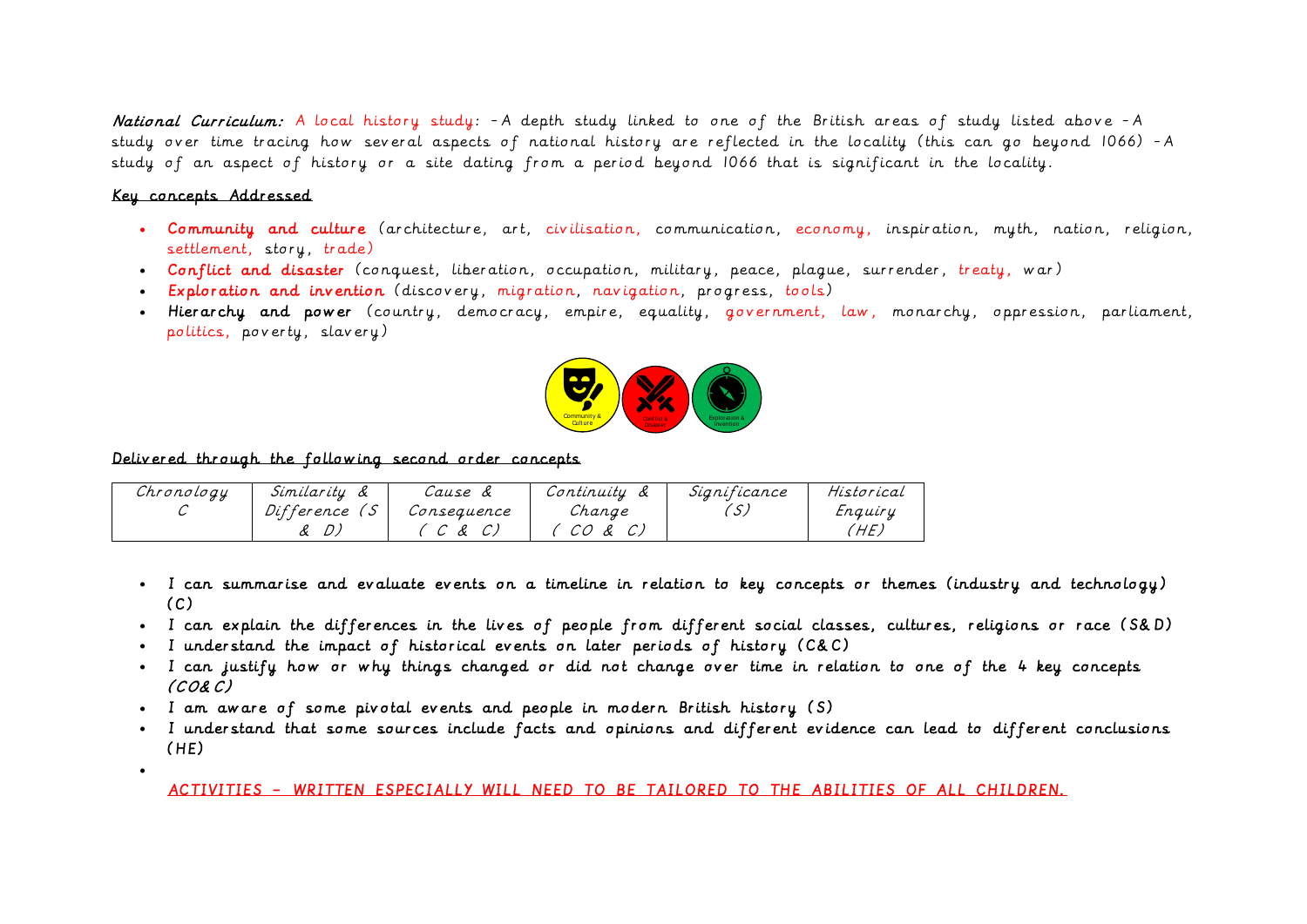***National Curriculum:*** A local history study: - A depth study linked to one of the British areas of study listed above - A study over time tracing how several aspects of national history are reflected in the locality (this can go beyond 1066) - A study of an aspect of history or a site dating from a period beyond 1066 that is significant in the locality.

Key concepts Addressed

- **Community and culture** (architecture, art, civilisation, communication, economy, inspiration, myth, nation, religion, settlement, story, trade)
- **Conflict and disaster** (conquest, liberation, occupation, military, peace, plague, surrender, treaty, war)
- **Exploration and invention** (discovery, migration, navigation, progress, tools)
- **Hierarchy and power** (country, democracy, empire, equality, government, law, monarchy, oppression, parliament, politics, poverty, slavery)

Community & Culture | Conflict & Disaster | Exploration & Invention

Delivered through the following second order concepts

| Chronology C | Similarity & Difference (S & D) | Cause & Consequence ( C & C) | Continuity & Change ( CO & C) | Significance (S) | Historical Enquiry (HE) |
|---|---|---|---|---|---|

- I can summarise and evaluate events on a timeline in relation to key concepts or themes (industry and technology) (C)
- I can explain the differences in the lives of people from different social classes, cultures, religions or race (S& D)
- I understand the impact of historical events on later periods of history (C& C)
- I can justify how or why things changed or did not change over time in relation to one of the 4 key concepts (CO& C)
- I am aware of some pivotal events and people in modern British history (S)
- I understand that some sources include facts and opinions and different evidence can lead to different conclusions (HE)
- 

ACTIVITIES – WRITTEN ESPECIALLY WILL NEED TO BE TAILORED TO THE ABILITIES OF ALL CHILDREN.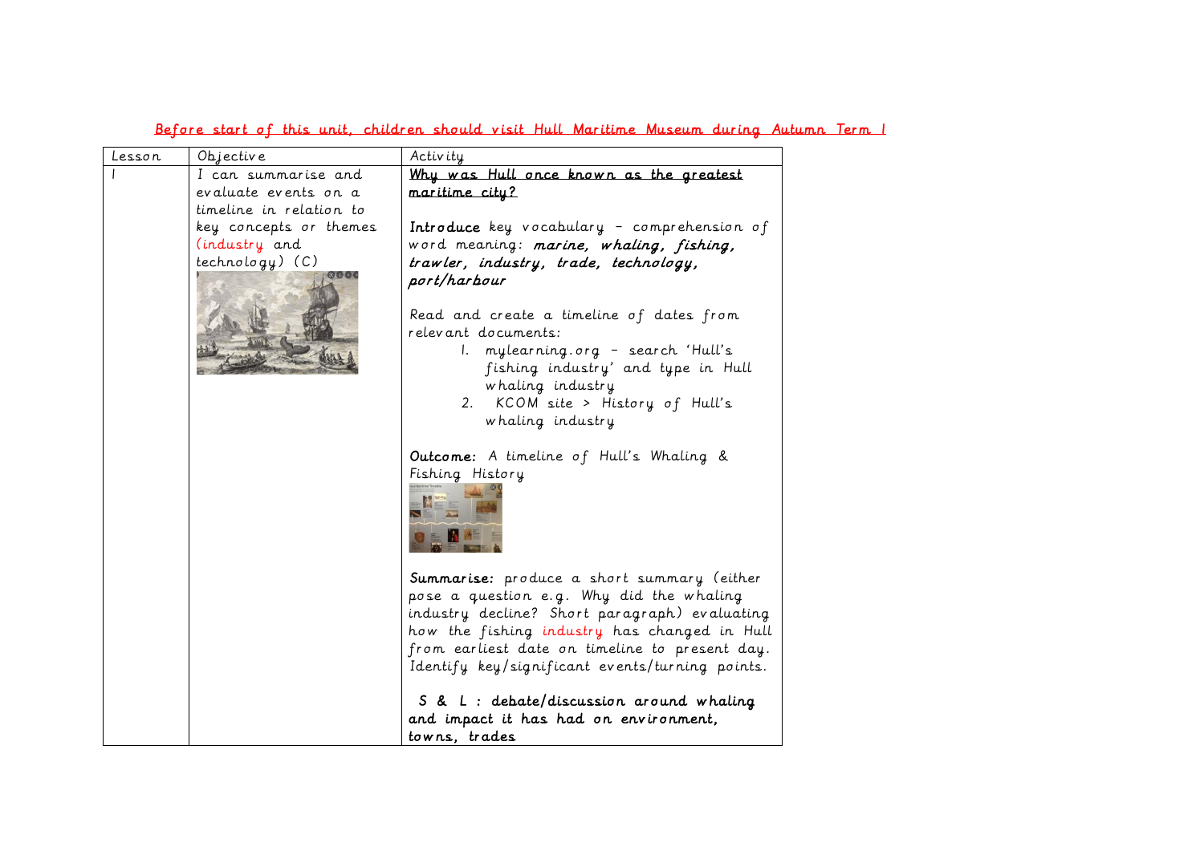**Before start of this unit, children should visit Hull Maritime Museum during Autumn Term 1**

| Lesson | Objective | Activity |
| --- | --- | --- |
| 1 | I can summarise and evaluate events on a timeline in relation to key concepts or themes (industry and technology) (C) | **Why was Hull once known as the greatest maritime city?**<br><br>**Introduce** key vocabulary – comprehension of word meaning: ***marine, whaling, fishing, trawler, industry, trade, technology, port/harbour***<br><br>Read and create a timeline of dates from relevant documents:<br>1. mylearning.org – search 'Hull's fishing industry' and type in Hull whaling industry<br>2. KCOM site > History of Hull's whaling industry<br><br>**Outcome:** A timeline of Hull's Whaling & Fishing History<br><br>**Summarise:** produce a short summary (either pose a question e.g. Why did the whaling industry decline? Short paragraph) evaluating how the fishing industry has changed in Hull from earliest date on timeline to present day. Identify key/significant events/turning points.<br><br>**S & L : debate/discussion around whaling and impact it has had on environment, towns, trades** |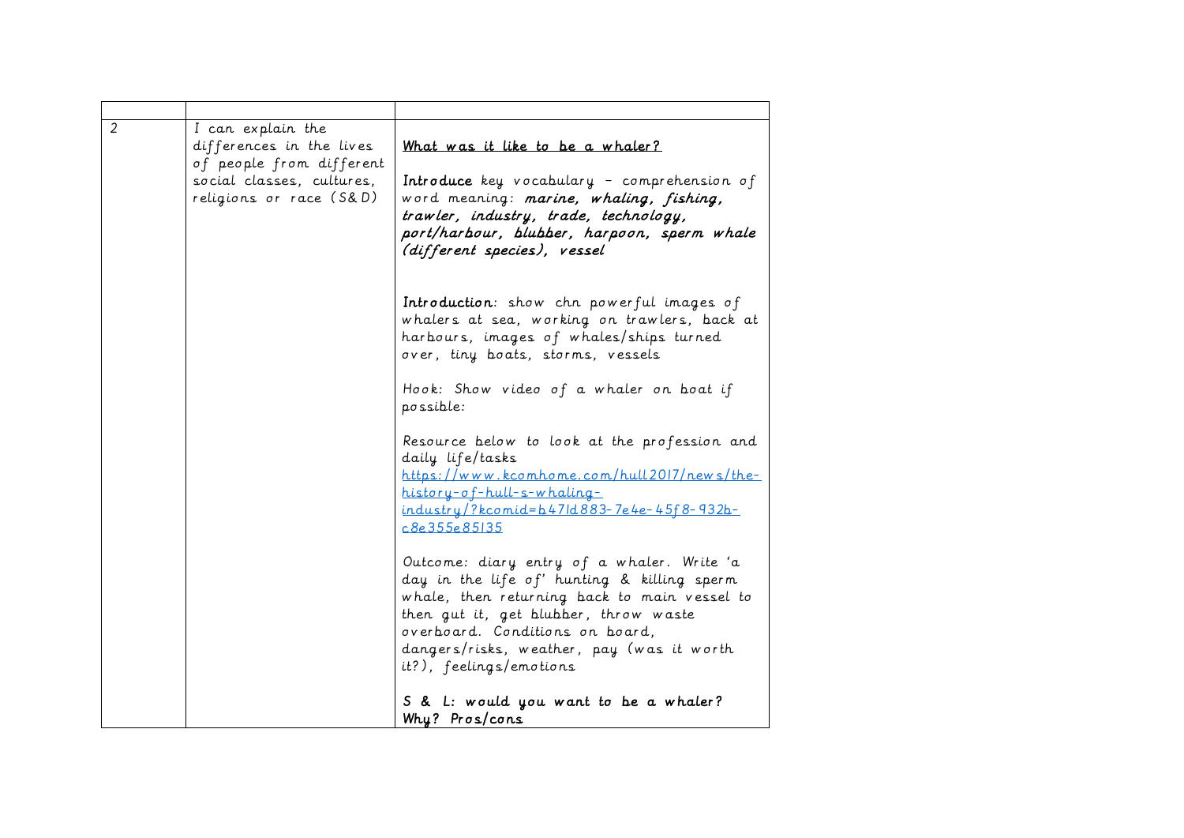| | | |
|---|---|---|
| 2 | I can explain the differences in the lives of people from different social classes, cultures, religions or race (S& D) | <u>What was it like to be a whaler?</u><br><br>**Introduce** key vocabulary – comprehension of word meaning: ***marine, whaling, fishing, trawler, industry, trade, technology, port/harbour, blubber, harpoon, sperm whale (different species), vessel***<br><br>**Introduction**: show chn powerful images of whalers at sea, working on trawlers, back at harbours, images of whales/ships turned over, tiny boats, storms, vessels<br><br>Hook: Show video of a whaler on boat if possible:<br><br>Resource below to look at the profession and daily life/tasks<br>https://www.kcomhome.com/hull2017/news/the-history-of-hull-s-whaling-industry/?kcomid=b471d883-7e4e-45f8-932b-c8e355e85135<br><br>Outcome: diary entry of a whaler. Write 'a day in the life of' hunting & killing sperm whale, then returning back to main vessel to then gut it, get blubber, throw waste overboard. Conditions on board, dangers/risks, weather, pay (was it worth it?), feelings/emotions<br><br>**S & L: would you want to be a whaler? Why? Pros/cons** |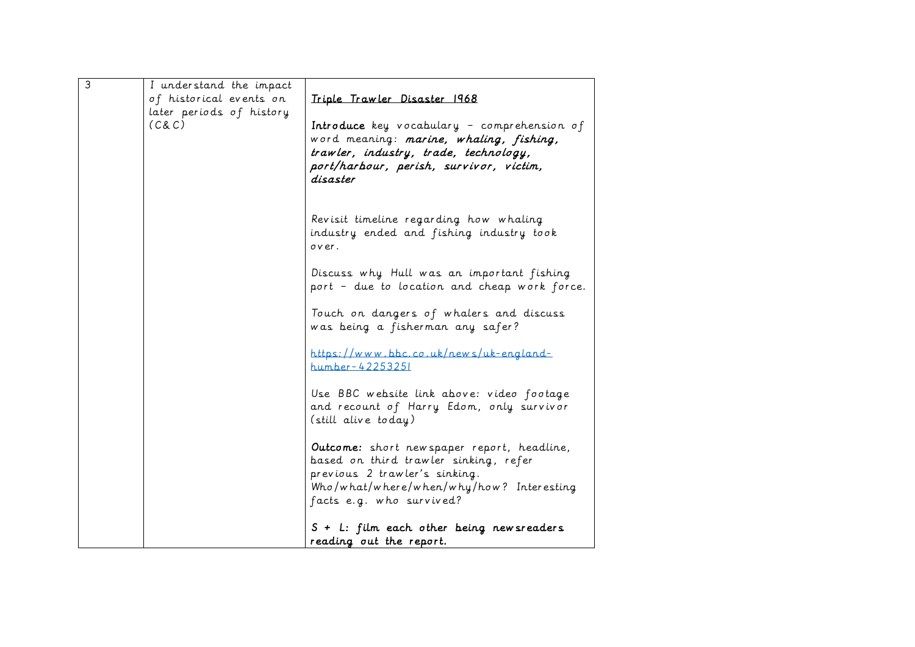| 3 | I understand the impact of historical events on later periods of history (C& C) | <u>Triple Trawler Disaster 1968</u><br><br>**Introduce** key vocabulary – comprehension of word meaning: ***marine, whaling, fishing, trawler, industry, trade, technology, port/harbour, perish, survivor, victim, disaster***<br><br>Revisit timeline regarding how whaling industry ended and fishing industry took over.<br><br>Discuss why Hull was an important fishing port – due to location and cheap work force.<br><br>Touch on dangers of whalers and discuss was being a fisherman any safer?<br><br>https://www.bbc.co.uk/news/uk-england-humber-42253251<br><br>Use BBC website link above: video footage and recount of Harry Edom, only survivor (still alive today)<br><br>**Outcome:** short newspaper report, headline, based on third trawler sinking, refer previous 2 trawler's sinking. Who/what/where/when/why/how? Interesting facts e.g. who survived?<br><br>**S + L: film each other being newsreaders reading out the report.** |
|---|---|---|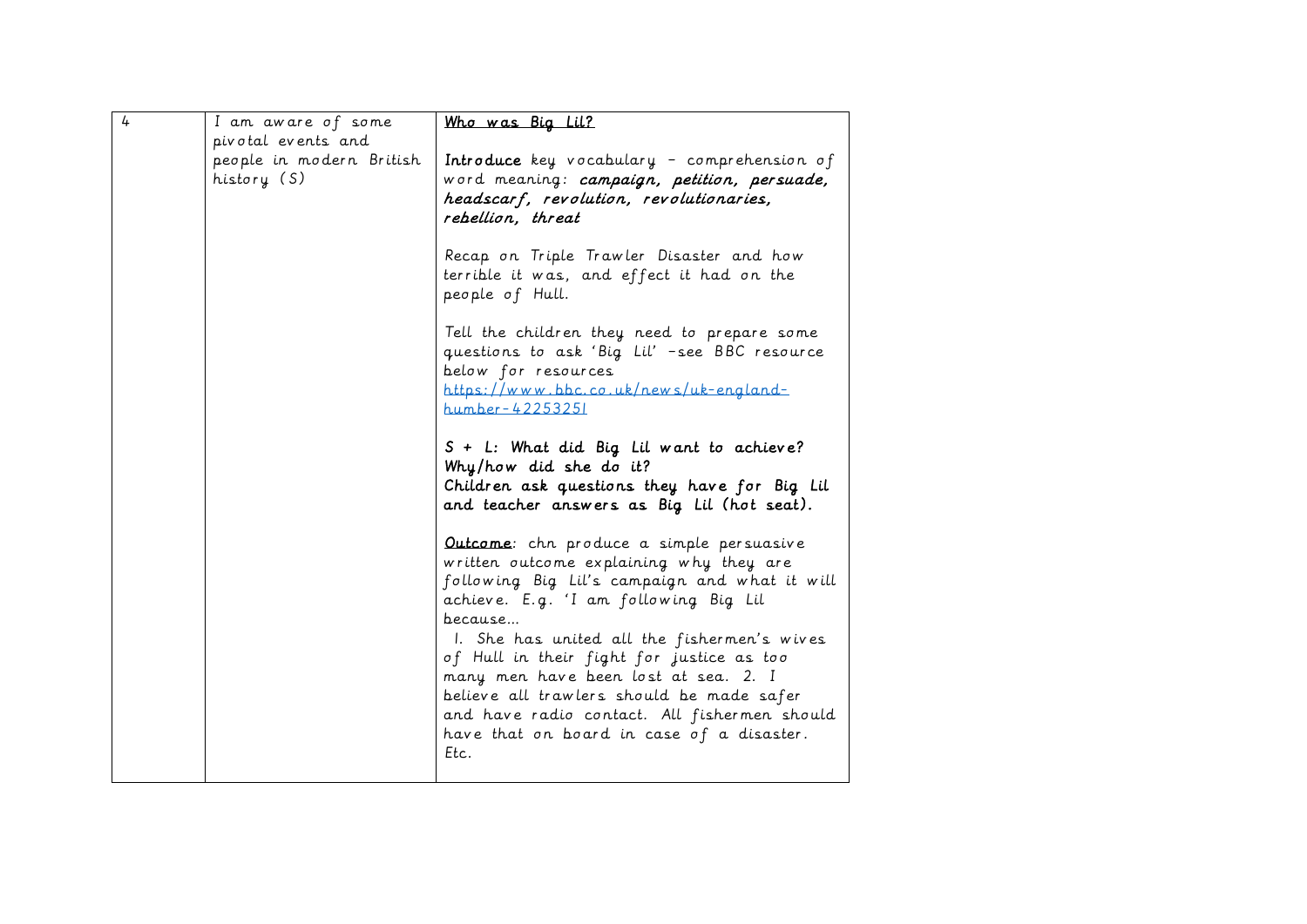| 4 | I am aware of some pivotal events and people in modern British history (S) | <u>**Who was Big Lil?**</u><br><br>**Introduce** key vocabulary – comprehension of word meaning: ***campaign, petition, persuade, headscarf, revolution, revolutionaries, rebellion, threat***<br><br>Recap on Triple Trawler Disaster and how terrible it was, and effect it had on the people of Hull.<br><br>Tell the children they need to prepare some questions to ask 'Big Lil' –see BBC resource below for resources [https://www.bbc.co.uk/news/uk-england-humber-42253251](https://www.bbc.co.uk/news/uk-england-humber-42253251)<br><br>**S + L: What did Big Lil want to achieve? Why/how did she do it?**<br>**Children ask questions they have for Big Lil and teacher answers as Big Lil (hot seat).**<br><br><u>**Outcome**</u>: chn produce a simple persuasive written outcome explaining why they are following Big Lil's campaign and what it will achieve. E.g. 'I am following Big Lil because...<br>1. She has united all the fishermen's wives of Hull in their fight for justice as too many men have been lost at sea. 2. I believe all trawlers should be made safer and have radio contact. All fishermen should have that on board in case of a disaster. Etc. |
|---|---|---|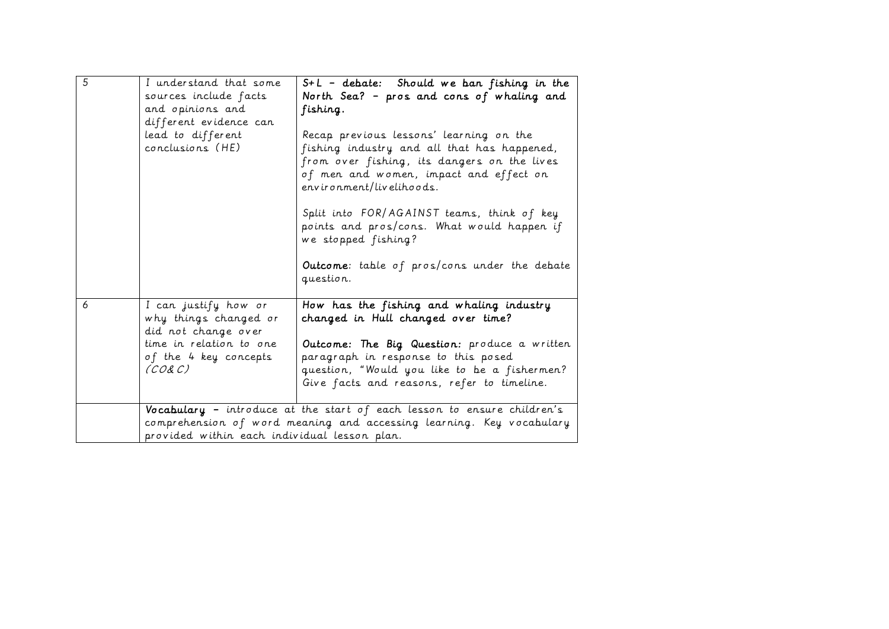| 5 | I understand that some sources include facts and opinions and different evidence can lead to different conclusions (HE) | **S+L – debate: Should we ban fishing in the North Sea? – pros and cons of whaling and fishing.**<br><br>Recap previous lessons' learning on the fishing industry and all that has happened, from over fishing, its dangers on the lives of men and women, impact and effect on environment/livelihoods.<br><br>Split into FOR/AGAINST teams, think of key points and pros/cons. What would happen if we stopped fishing?<br><br>**Outcome**: table of pros/cons under the debate question. |
|---|---|---|
| 6 | I can justify how or why things changed or did not change over time in relation to one of the 4 key concepts (CO& C) | **How has the fishing and whaling industry changed in Hull changed over time?**<br><br>**Outcome: The Big Question:** produce a written paragraph in response to this posed question, "Would you like to be a fishermen? Give facts and reasons, refer to timeline. |
| | **Vocabulary –** introduce at the start of each lesson to ensure children's comprehension of word meaning and accessing learning. Key vocabulary provided within each individual lesson plan. | |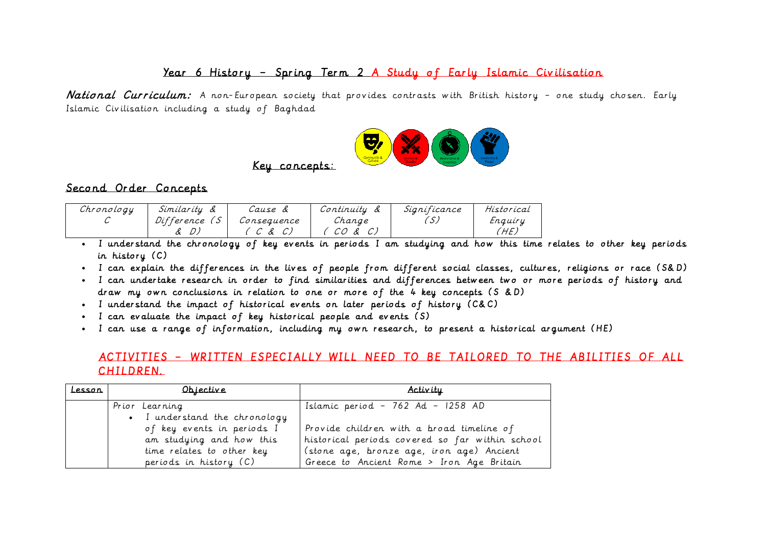## Year 6 History – Spring Term 2 A Study of Early Islamic Civilisation

***National Curriculum:*** A non-European society that provides contrasts with British history – one study chosen. Early Islamic Civilisation including a study of Baghdad

Key concepts:

Community & Culture | Conflict & Disaster | Exploration & Invention | Hierarchy & Power

### Second Order Concepts

| Chronology C | Similarity & Difference (S & D) | Cause & Consequence ( C & C) | Continuity & Change ( CO & C) | Significance (S) | Historical Enquiry (HE) |
|---|---|---|---|---|---|

- I understand the chronology of key events in periods I am studying and how this time relates to other key periods in history (C)
- I can explain the differences in the lives of people from different social classes, cultures, religions or race (S& D)
- I can undertake research in order to find similarities and differences between two or more periods of history and draw my own conclusions in relation to one or more of the 4 key concepts (S & D)
- I understand the impact of historical events on later periods of history (C&C)
- I can evaluate the impact of key historical people and events (S)
- I can use a range of information, including my own research, to present a historical argument (HE)

## ACTIVITIES – WRITTEN ESPECIALLY WILL NEED TO BE TAILORED TO THE ABILITIES OF ALL CHILDREN.

| Lesson | Objective | Activity |
|---|---|---|
| | Prior Learning<br>• I understand the chronology of key events in periods I am studying and how this time relates to other key periods in history (C) | Islamic period – 762 Ad – 1258 AD<br><br>Provide children with a broad timeline of historical periods covered so far within school (stone age, bronze age, iron age) Ancient Greece to Ancient Rome > Iron Age Britain |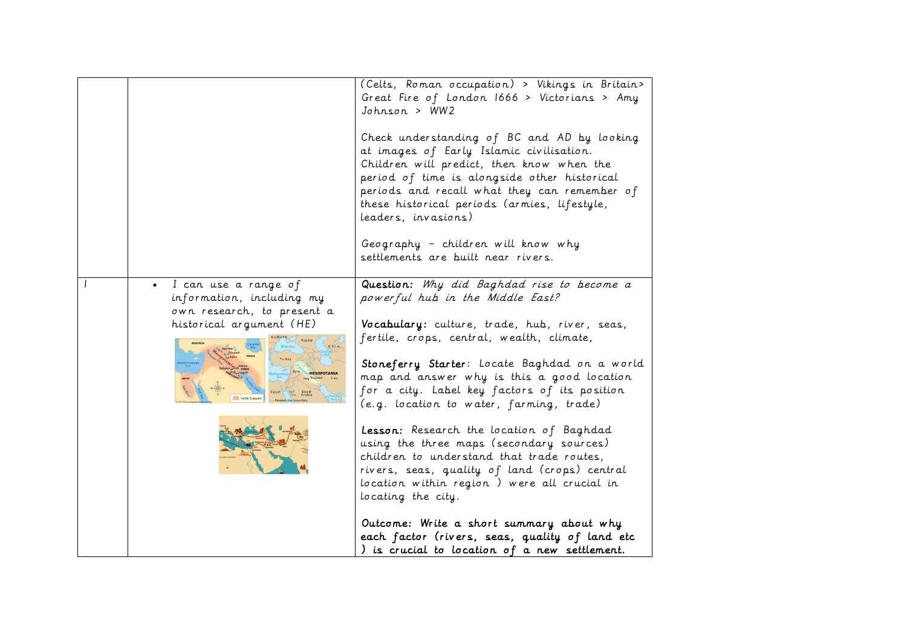|  |  |  |
|---|---|---|
|  |  | (Celts, Roman occupation) > Vikings in Britain> Great Fire of London 1666 > Victorians > Amy Johnson > WW2<br><br>Check understanding of BC and AD by looking at images of Early Islamic civilisation. Children will predict, then know when the period of time is alongside other historical periods and recall what they can remember of these historical periods (armies, lifestyle, leaders, invasions)<br><br>Geography – children will know why settlements are built near rivers. |
| 1 | • I can use a range of information, including my own research, to present a historical argument (HE) | **Question:** *Why did Baghdad rise to become a powerful hub in the Middle East?*<br><br>**Vocabulary:** culture, trade, hub, river, seas, fertile, crops, central, wealth, climate,<br><br>**Stoneferry Starter**: Locate Baghdad on a world map and answer why is this a good location for a city. Label key factors of its position (e.g. location to water, farming, trade)<br><br>**Lesson:** Research the location of Baghdad using the three maps (secondary sources) children to understand that trade routes, rivers, seas, quality of land (crops) central location within region ) were all crucial in locating the city.<br><br>**Outcome: Write a short summary about why each factor (rivers, seas, quality of land etc ) is crucial to location of a new settlement.** |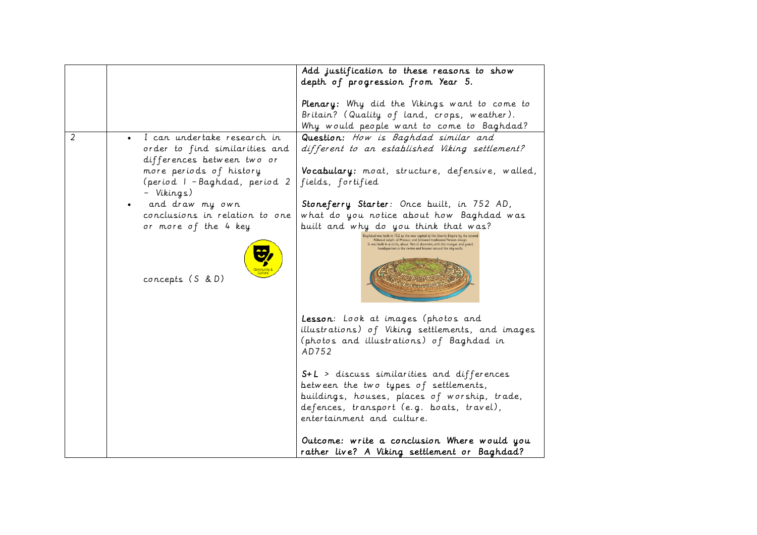| | | |
|---|---|---|
| | | Add justification to these reasons to show depth of progression from Year 5.<br><br>**Plenary:** Why did the Vikings want to come to Britain? (Quality of land, crops, weather). Why would people want to come to Baghdad? |
| 2 | • I can undertake research in order to find similarities and differences between two or more periods of history (period 1 – Baghdad, period 2 – Vikings)<br>• and draw my own conclusions in relation to one or more of the 4 key concepts (S & D) | **Question:** *How is Baghdad similar and different to an established Viking settlement?*<br><br>**Vocabulary:** moat, structure, defensive, walled, fields, fortified<br><br>**Stoneferry Starter**: Once built, in 752 AD, what do you notice about how Baghdad was built and why do you think that was?<br><br>Baghdad was built in 752 as the new capital of the Islamic Empire by the second Abbasid caliph, al Mansur, and followed traditional Persian design. It was built in a circle, about 7km in diameter, with the mosque and guard headquarters in the centre and houses around the city walls.<br><br>**Lesson**: Look at images (photos and illustrations) of Viking settlements, and images (photos and illustrations) of Baghdad in AD752<br><br>**S+L** > discuss similarities and differences between the two types of settlements, buildings, houses, places of worship, trade, defences, transport (e.g. boats, travel), entertainment and culture.<br><br>Outcome: write a conclusion Where would you rather live? A Viking settlement or Baghdad? |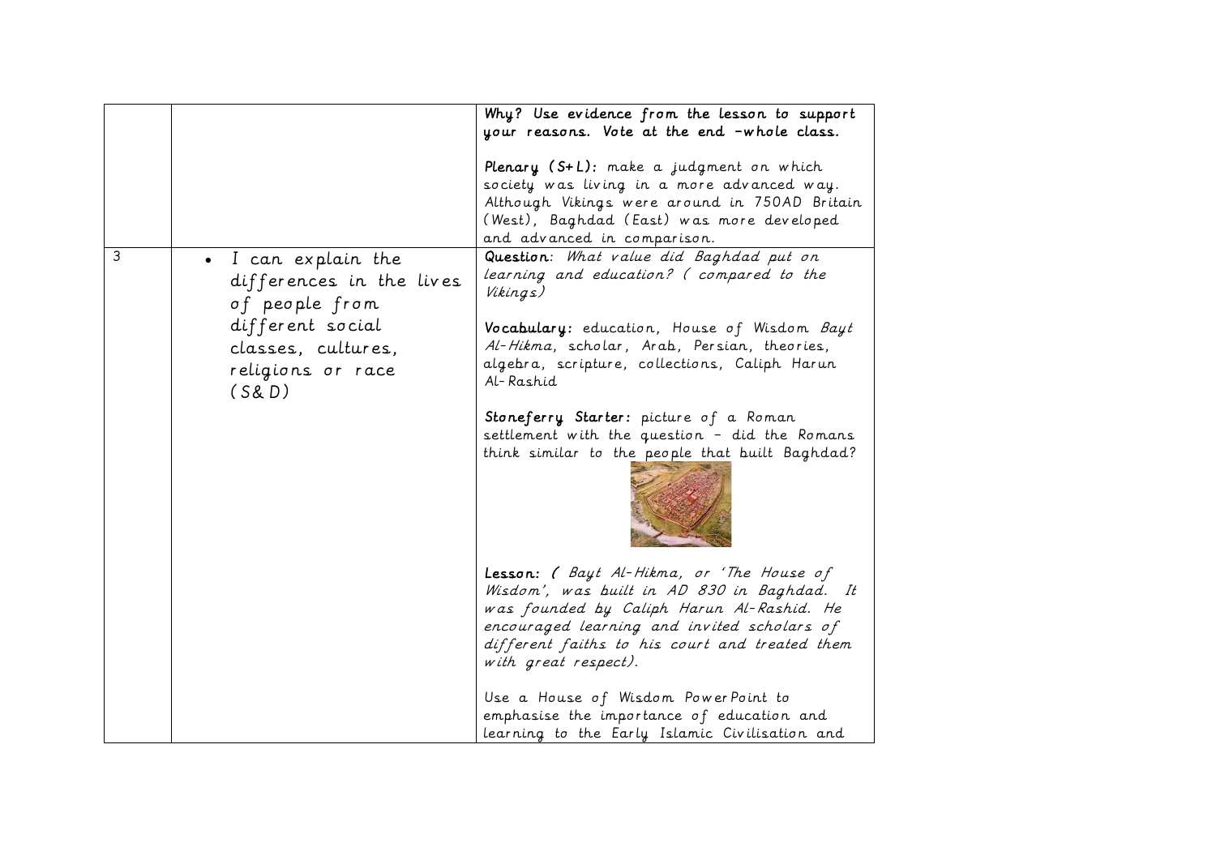|  |  |  |
| --- | --- | --- |
|  |  | Why? Use evidence from the lesson to support your reasons. Vote at the end -whole class.<br><br>**Plenary (S+L):** make a judgment on which society was living in a more advanced way. Although Vikings were around in 750AD Britain (West), Baghdad (East) was more developed and advanced in comparison. |
| 3 | • I can explain the differences in the lives of people from different social classes, cultures, religions or race (S& D) | **Question**: *What value did Baghdad put on learning and education? ( compared to the Vikings)*<br><br>**Vocabulary:** education, House of Wisdom *Bayt Al-Hikma*, scholar, Arab, Persian, theories, algebra, scripture, collections, Caliph Harun Al-Rashid<br><br>**Stoneferry Starter:** picture of a Roman settlement with the question - did the Romans think similar to the people that built Baghdad?<br><br>**Lesson:** *( Bayt Al-Hikma, or 'The House of Wisdom', was built in AD 830 in Baghdad. It was founded by Caliph Harun Al-Rashid. He encouraged learning and invited scholars of different faiths to his court and treated them with great respect).*<br><br>Use a House of Wisdom PowerPoint to emphasise the importance of education and learning to the Early Islamic Civilisation and |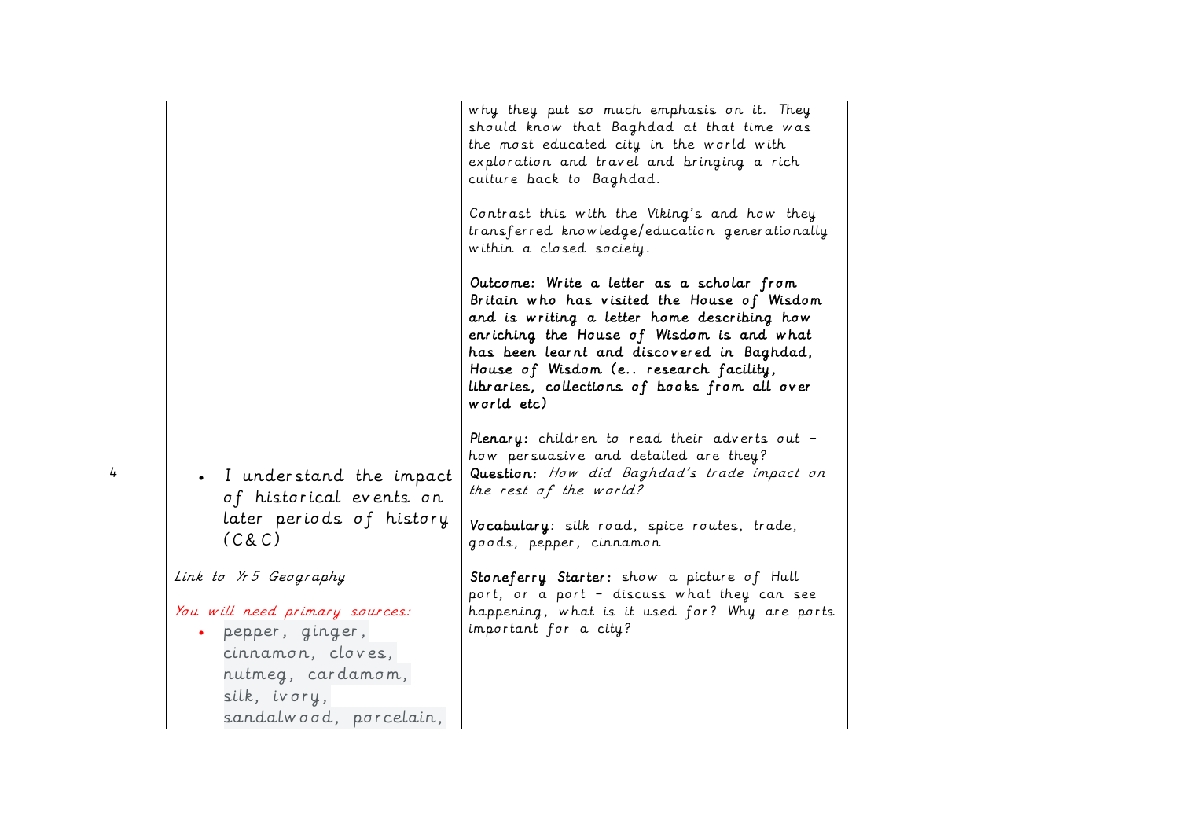| | | |
|---|---|---|
| | | why they put so much emphasis on it. They should know that Baghdad at that time was the most educated city in the world with exploration and travel and bringing a rich culture back to Baghdad.<br><br>Contrast this with the Viking's and how they transferred knowledge/education generationally within a closed society.<br><br>**Outcome: Write a letter as a scholar from Britain who has visited the House of Wisdom and is writing a letter home describing how enriching the House of Wisdom is and what has been learnt and discovered in Baghdad, House of Wisdom (e.. research facility, libraries, collections of books from all over world etc)**<br><br>**Plenary:** children to read their adverts out – how persuasive and detailed are they? |
| 4 | • I understand the impact of historical events on later periods of history (C& C)<br><br>*Link to Yr 5 Geography*<br><br>*You will need primary sources:*<br>• pepper, ginger, cinnamon, cloves, nutmeg, cardamom, silk, ivory, sandalwood, porcelain, | **Question:** *How did Baghdad's trade impact on the rest of the world?*<br><br>**Vocabulary**: silk road, spice routes, trade, goods, pepper, cinnamon<br><br>**Stoneferry Starter:** show a picture of Hull port, or a port – discuss what they can see happening, what is it used for? Why are ports important for a city? |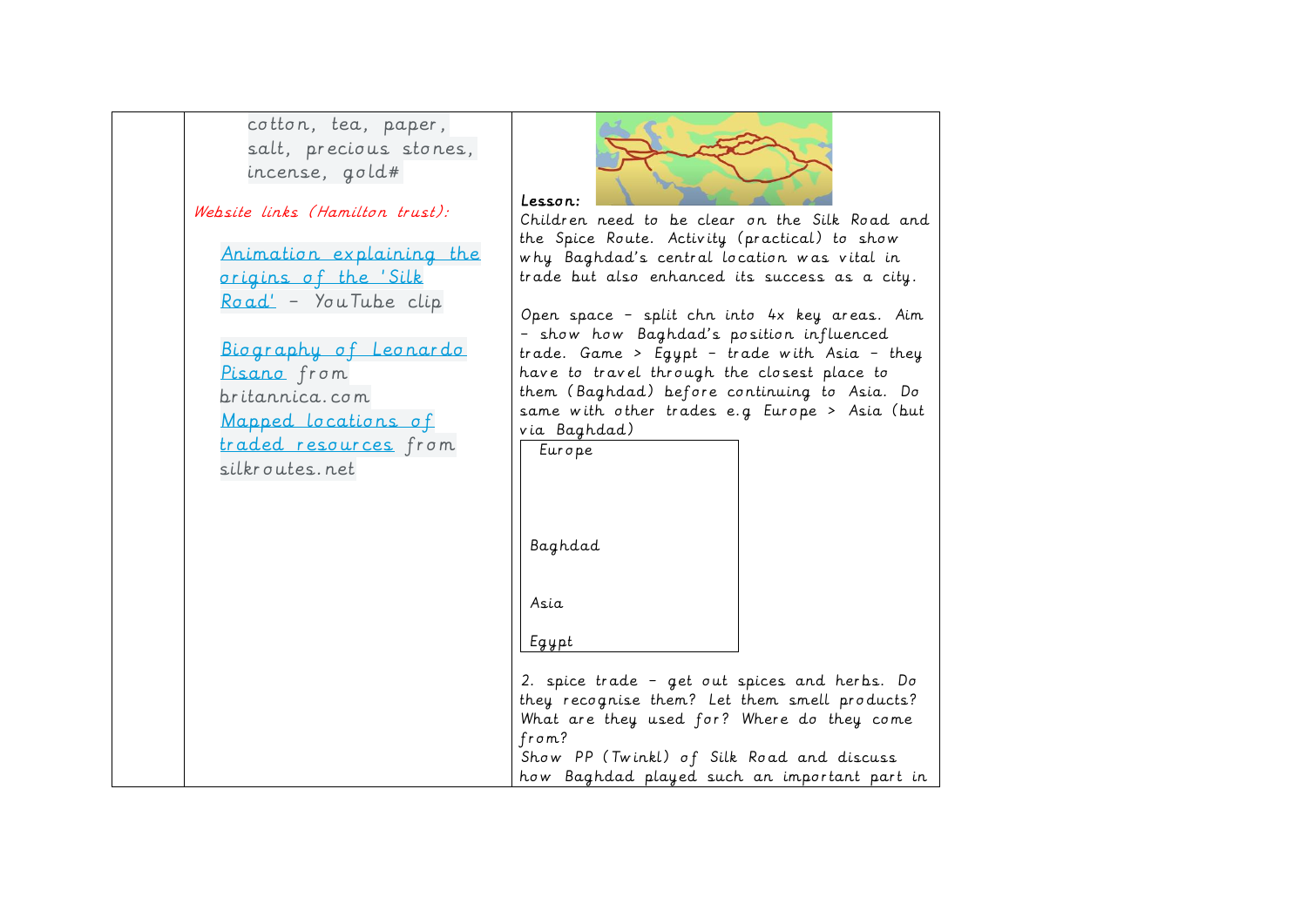| | | |
|---|---|---|
| | cotton, tea, paper, salt, precious stones, incense, gold#<br><br>*Website links (Hamilton trust):*<br><br>Animation explaining the origins of the 'Silk Road' - YouTube clip<br><br>Biography of Leonardo Pisano from britannica.com<br>Mapped locations of traded resources from silkroutes.net | **Lesson:**<br>Children need to be clear on the Silk Road and the Spice Route. Activity (practical) to show why Baghdad's central location was vital in trade but also enhanced its success as a city.<br><br>Open space – split chn into 4x key areas. Aim – show how Baghdad's position influenced trade. Game > Egypt – trade with Asia – they have to travel through the closest place to them (Baghdad) before continuing to Asia. Do same with other trades e.g Europe > Asia (but via Baghdad)<br><br>Europe<br><br>Baghdad<br><br>Asia<br><br>Egypt<br><br>2. spice trade – get out spices and herbs. Do they recognise them? Let them smell products? What are they used for? Where do they come from?<br>Show PP (Twinkl) of Silk Road and discuss how Baghdad played such an important part in |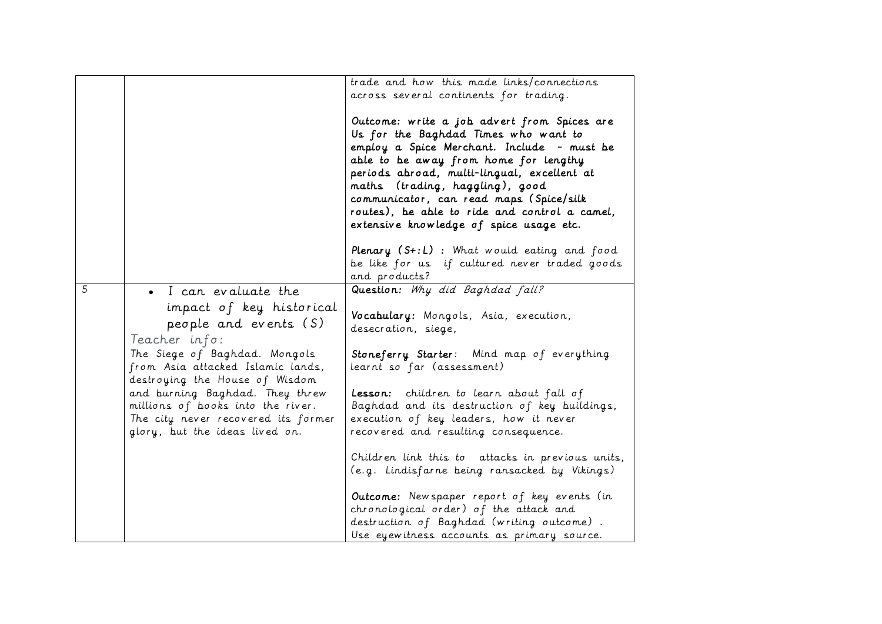| | | |
|---|---|---|
| | | trade and how this made links/connections across several continents for trading.<br><br>**Outcome: write a job advert from Spices are Us for the Baghdad Times who want to employ a Spice Merchant. Include - must be able to be away from home for lengthy periods abroad, multi-lingual, excellent at maths (trading, haggling), good communicator, can read maps (Spice/silk routes), be able to ride and control a camel, extensive knowledge of spice usage etc.**<br><br>**Plenary (S+:L) :** What would eating and food be like for us if cultured never traded goods and products? |
| 5 | • I can evaluate the impact of key historical people and events (S)<br><br>Teacher info:<br>The Siege of Baghdad. Mongols from Asia attacked Islamic lands, destroying the House of Wisdom and burning Baghdad. They threw millions of books into the river. The city never recovered its former glory, but the ideas lived on. | **Question:** *Why did Baghdad fall?*<br><br>**Vocabulary:** Mongols, Asia, execution, desecration, siege,<br><br>**Stoneferry Starter**: Mind map of everything learnt so far (assessment)<br><br>**Lesson:** children to learn about fall of Baghdad and its destruction of key buildings, execution of key leaders, how it never recovered and resulting consequence.<br><br>Children link this to attacks in previous units, (e.g. Lindisfarne being ransacked by Vikings)<br><br>**Outcome:** Newspaper report of key events (in chronological order) of the attack and destruction of Baghdad (writing outcome) . Use eyewitness accounts as primary source. |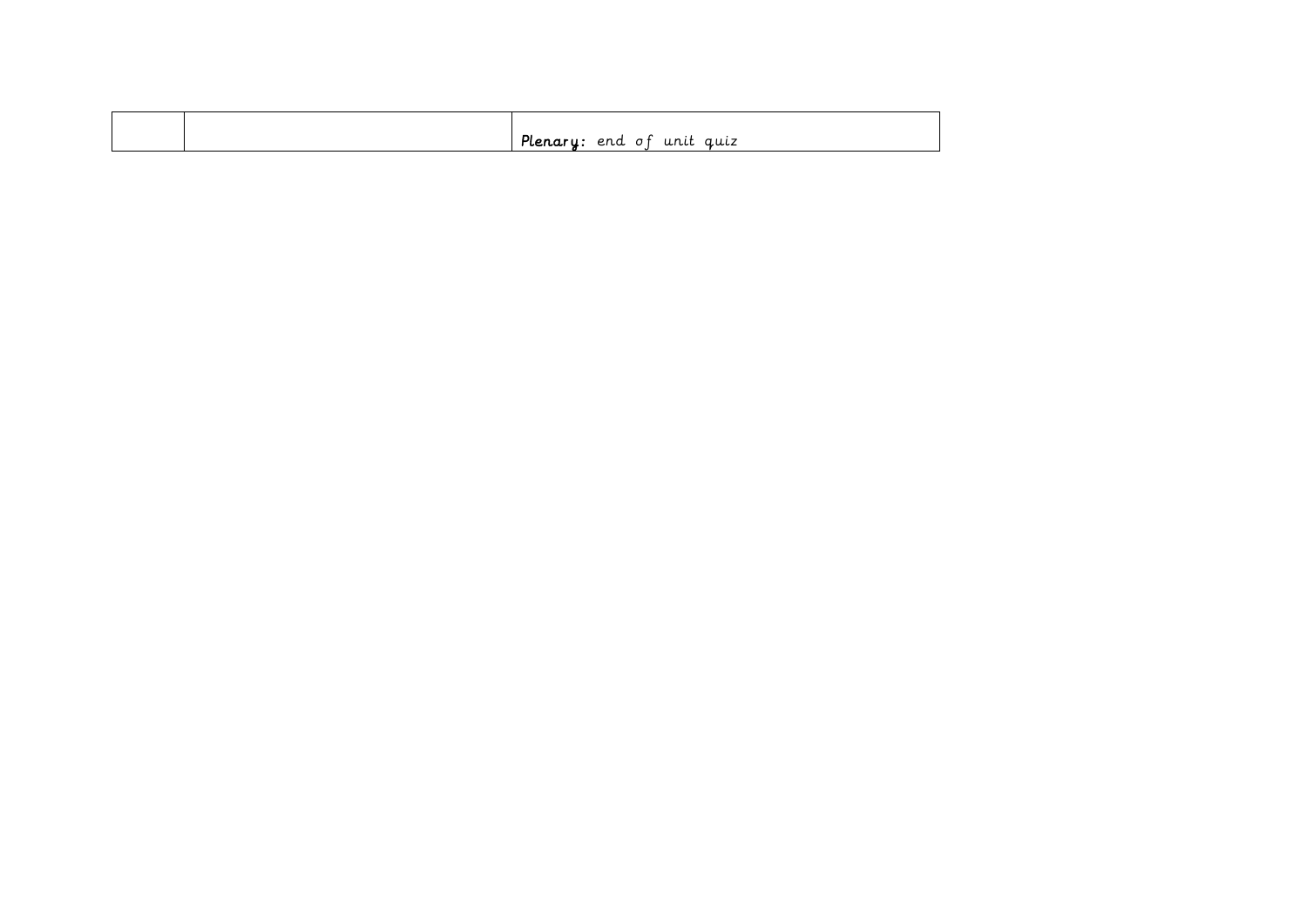|  |  |  |
|---|---|---|
|  |  | **Plenary:** end of unit quiz |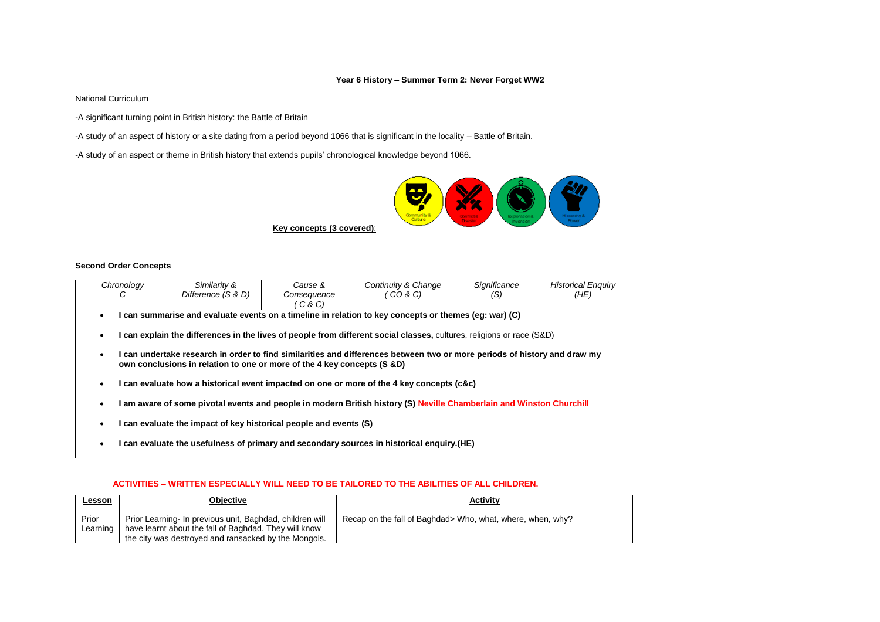**Year 6 History – Summer Term 2: Never Forget WW2**

National Curriculum

-A significant turning point in British history: the Battle of Britain

-A study of an aspect of history or a site dating from a period beyond 1066 that is significant in the locality – Battle of Britain.

-A study of an aspect or theme in British history that extends pupils' chronological knowledge beyond 1066.

**Key concepts (3 covered)**:

Community & Culture | Conflict & Disaster | Exploration & Invention | Hierarchy & Power

**Second Order Concepts**

| *Chronology C* | *Similarity & Difference (S & D)* | *Cause & Consequence ( C & C)* | *Continuity & Change ( CO & C)* | *Significance (S)* | *Historical Enquiry (HE)* |
|---|---|---|---|---|---|

- **I can summarise and evaluate events on a timeline in relation to key concepts or themes (eg: war) (C)**
- **I can explain the differences in the lives of people from different social classes,** cultures, religions or race (S&D)
- **I can undertake research in order to find similarities and differences between two or more periods of history and draw my own conclusions in relation to one or more of the 4 key concepts (S &D)**
- **I can evaluate how a historical event impacted on one or more of the 4 key concepts (c&c)**
- **I am aware of some pivotal events and people in modern British history (S) Neville Chamberlain and Winston Churchill**
- **I can evaluate the impact of key historical people and events (S)**
- **I can evaluate the usefulness of primary and secondary sources in historical enquiry.(HE)**

**ACTIVITIES – WRITTEN ESPECIALLY WILL NEED TO BE TAILORED TO THE ABILITIES OF ALL CHILDREN.**

| **Lesson** | **Objective** | **Activity** |
|---|---|---|
| Prior Learning | Prior Learning- In previous unit, Baghdad, children will have learnt about the fall of Baghdad. They will know the city was destroyed and ransacked by the Mongols. | Recap on the fall of Baghdad> Who, what, where, when, why? |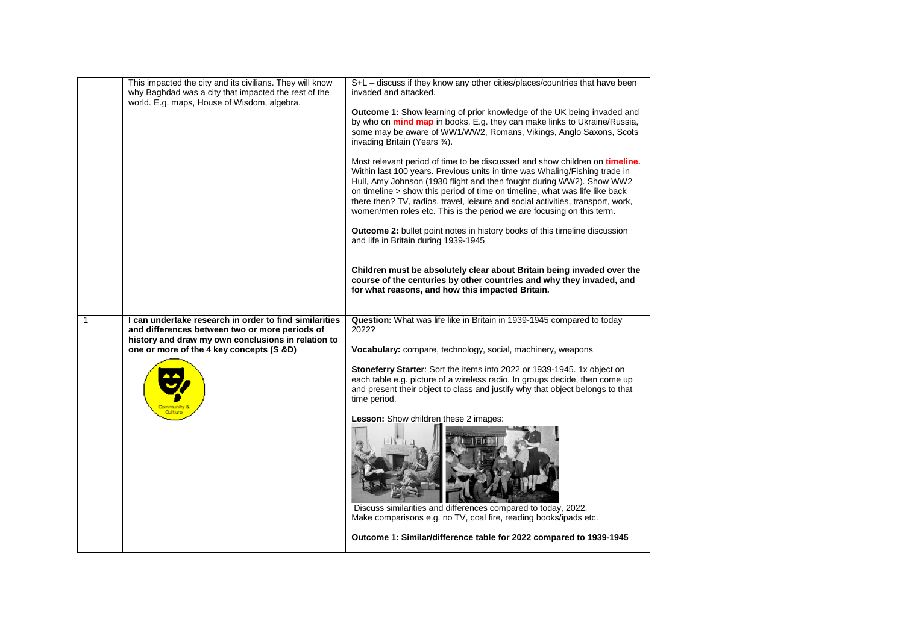|  |  |  |
|---|---|---|
|  | This impacted the city and its civilians. They will know why Baghdad was a city that impacted the rest of the world. E.g. maps, House of Wisdom, algebra. | S+L – discuss if they know any other cities/places/countries that have been invaded and attacked.<br><br>**Outcome 1:** Show learning of prior knowledge of the UK being invaded and by who on **mind map** in books. E.g. they can make links to Ukraine/Russia, some may be aware of WW1/WW2, Romans, Vikings, Anglo Saxons, Scots invading Britain (Years ¾).<br><br>Most relevant period of time to be discussed and show children on **timeline.** Within last 100 years. Previous units in time was Whaling/Fishing trade in Hull, Amy Johnson (1930 flight and then fought during WW2). Show WW2 on timeline > show this period of time on timeline, what was life like back there then? TV, radios, travel, leisure and social activities, transport, work, women/men roles etc. This is the period we are focusing on this term.<br><br>**Outcome 2:** bullet point notes in history books of this timeline discussion and life in Britain during 1939-1945<br><br>**Children must be absolutely clear about Britain being invaded over the course of the centuries by other countries and why they invaded, and for what reasons, and how this impacted Britain.** |
| 1 | **I can undertake research in order to find similarities and differences between two or more periods of history and draw my own conclusions in relation to one or more of the 4 key concepts (S &D)**<br><br>Community & Culture | **Question:** What was life like in Britain in 1939-1945 compared to today 2022?<br><br>**Vocabulary:** compare, technology, social, machinery, weapons<br><br>**Stoneferry Starter**: Sort the items into 2022 or 1939-1945. 1x object on each table e.g. picture of a wireless radio. In groups decide, then come up and present their object to class and justify why that object belongs to that time period.<br><br>**Lesson:** Show children these 2 images:<br><br>Discuss similarities and differences compared to today, 2022. Make comparisons e.g. no TV, coal fire, reading books/ipads etc.<br><br>**Outcome 1: Similar/difference table for 2022 compared to 1939-1945** |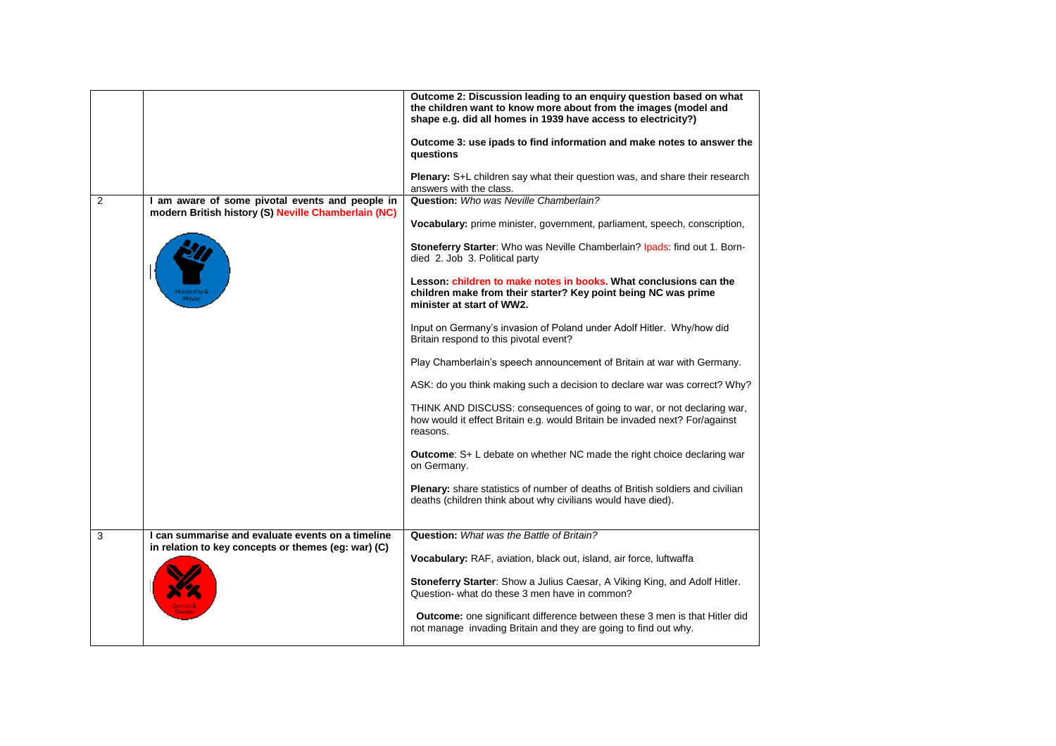| | | |
|---|---|---|
| | | **Outcome 2: Discussion leading to an enquiry question based on what the children want to know more about from the images (model and shape e.g. did all homes in 1939 have access to electricity?)**<br><br>**Outcome 3: use ipads to find information and make notes to answer the questions**<br><br>**Plenary:** S+L children say what their question was, and share their research answers with the class. |
| 2 | **I am aware of some pivotal events and people in modern British history (S) Neville Chamberlain (NC)**<br><br>Hierarchy & Power | **Question:** *Who was Neville Chamberlain?*<br><br>**Vocabulary:** prime minister, government, parliament, speech, conscription,<br><br>**Stoneferry Starter**: Who was Neville Chamberlain? Ipads: find out 1. Born-died 2. Job 3. Political party<br><br>**Lesson: children to make notes in books. What conclusions can the children make from their starter? Key point being NC was prime minister at start of WW2.**<br><br>Input on Germany's invasion of Poland under Adolf Hitler. Why/how did Britain respond to this pivotal event?<br><br>Play Chamberlain's speech announcement of Britain at war with Germany.<br><br>ASK: do you think making such a decision to declare war was correct? Why?<br><br>THINK AND DISCUSS: consequences of going to war, or not declaring war, how would it effect Britain e.g. would Britain be invaded next? For/against reasons.<br><br>**Outcome**: S+ L debate on whether NC made the right choice declaring war on Germany.<br><br>**Plenary:** share statistics of number of deaths of British soldiers and civilian deaths (children think about why civilians would have died). |
| 3 | **I can summarise and evaluate events on a timeline in relation to key concepts or themes (eg: war) (C)**<br><br>Conflict & Disaster | **Question:** *What was the Battle of Britain?*<br><br>**Vocabulary:** RAF, aviation, black out, island, air force, luftwaffa<br><br>**Stoneferry Starter**: Show a Julius Caesar, A Viking King, and Adolf Hitler. Question- what do these 3 men have in common?<br><br>**Outcome:** one significant difference between these 3 men is that Hitler did not manage invading Britain and they are going to find out why. |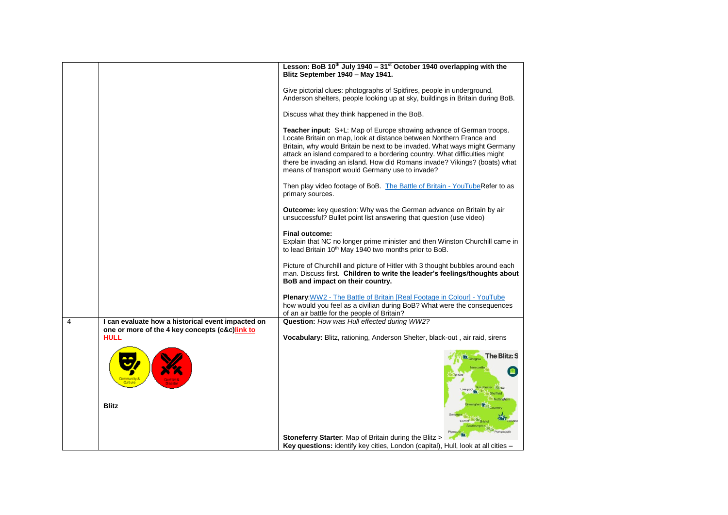|  |  |  |
|---|---|---|
|  |  | **Lesson: BoB 10th July 1940 – 31st October 1940 overlapping with the Blitz September 1940 – May 1941.**<br><br>Give pictorial clues: photographs of Spitfires, people in underground, Anderson shelters, people looking up at sky, buildings in Britain during BoB.<br><br>Discuss what they think happened in the BoB.<br><br>**Teacher input:** S+L: Map of Europe showing advance of German troops. Locate Britain on map, look at distance between Northern France and Britain, why would Britain be next to be invaded. What ways might Germany attack an island compared to a bordering country. What difficulties might there be invading an island. How did Romans invade? Vikings? (boats) what means of transport would Germany use to invade?<br><br>Then play video footage of BoB. The Battle of Britain - YouTubeRefer to as primary sources.<br><br>**Outcome:** key question: Why was the German advance on Britain by air unsuccessful? Bullet point list answering that question (use video)<br><br>**Final outcome:**<br>Explain that NC no longer prime minister and then Winston Churchill came in to lead Britain 10th May 1940 two months prior to BoB.<br><br>Picture of Churchill and picture of Hitler with 3 thought bubbles around each man. Discuss first. **Children to write the leader's feelings/thoughts about BoB and impact on their country.**<br><br>**Plenary**:WW2 - The Battle of Britain [Real Footage in Colour] - YouTube how would you feel as a civilian during BoB? What were the consequences of an air battle for the people of Britain? |
| 4 | **I can evaluate how a historical event impacted on one or more of the 4 key concepts (c&c)link to HULL**<br><br>Community & Culture<br>Conflict & Disaster<br><br>**Blitz** | **Question:** *How was Hull effected during WW2?*<br><br>**Vocabulary:** Blitz, rationing, Anderson Shelter, black-out , air raid, sirens<br><br>**Stoneferry Starter**: Map of Britain during the Blitz ><br>**Key questions:** identify key cities, London (capital), Hull, look at all cities – |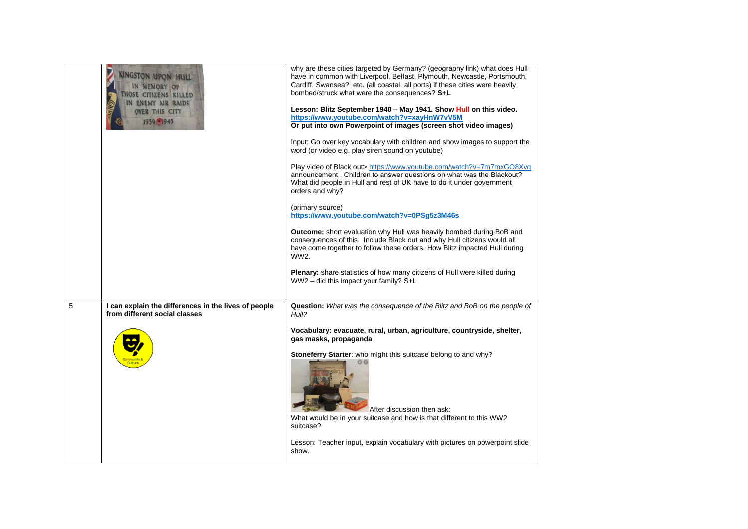| | | |
|---|---|---|
| | KINGSTON UPON HULL IN MEMORY OF THOSE CITIZENS KILLED IN ENEMY AIR RAIDS OVER THIS CITY 1939 1945 | why are these cities targeted by Germany? (geography link) what does Hull have in common with Liverpool, Belfast, Plymouth, Newcastle, Portsmouth, Cardiff, Swansea? etc. (all coastal, all ports) if these cities were heavily bombed/struck what were the consequences? **S+L**<br><br>**Lesson: Blitz September 1940 – May 1941. Show Hull on this video. https://www.youtube.com/watch?v=xayHnW7vV5M**<br>**Or put into own Powerpoint of images (screen shot video images)**<br><br>Input: Go over key vocabulary with children and show images to support the word (or video e.g. play siren sound on youtube)<br><br>Play video of Black out> https://www.youtube.com/watch?v=7m7mxGO8Xvg announcement . Children to answer questions on what was the Blackout? What did people in Hull and rest of UK have to do it under government orders and why?<br><br>(primary source)<br>**https://www.youtube.com/watch?v=0PSg5z3M46s**<br><br>**Outcome:** short evaluation why Hull was heavily bombed during BoB and consequences of this. Include Black out and why Hull citizens would all have come together to follow these orders. How Blitz impacted Hull during WW2.<br><br>**Plenary:** share statistics of how many citizens of Hull were killed during WW2 – did this impact your family? S+L |
| 5 | **I can explain the differences in the lives of people from different social classes**<br><br>Community & Culture | **Question:** *What was the consequence of the Blitz and BoB on the people of Hull?*<br><br>**Vocabulary: evacuate, rural, urban, agriculture, countryside, shelter, gas masks, propaganda**<br><br>**Stoneferry Starter**: who might this suitcase belong to and why?<br><br>After discussion then ask:<br>What would be in your suitcase and how is that different to this WW2 suitcase?<br><br>Lesson: Teacher input, explain vocabulary with pictures on powerpoint slide show. |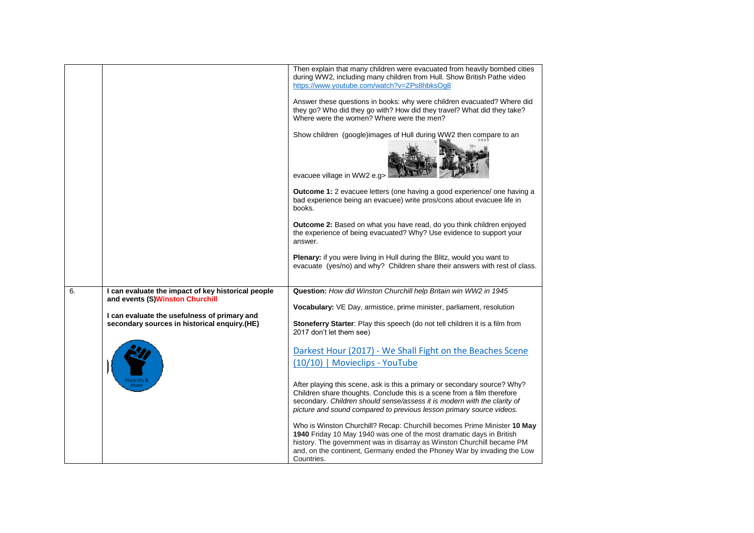| | | |
|---|---|---|
| | | Then explain that many children were evacuated from heavily bombed cities during WW2, including many children from Hull. Show British Pathe video https://www.youtube.com/watch?v=ZPs8hbksOg8<br><br>Answer these questions in books: why were children evacuated? Where did they go? Who did they go with? How did they travel? What did they take? Where were the women? Where were the men?<br><br>Show children (google)images of Hull during WW2 then compare to an evacuee village in WW2 e.g><br><br>**Outcome 1:** 2 evacuee letters (one having a good experience/ one having a bad experience being an evacuee) write pros/cons about evacuee life in books.<br><br>**Outcome 2:** Based on what you have read, do you think children enjoyed the experience of being evacuated? Why? Use evidence to support your answer.<br><br>**Plenary:** if you were living in Hull during the Blitz, would you want to evacuate (yes/no) and why? Children share their answers with rest of class. |
| 6. | **I can evaluate the impact of key historical people and events (S)Winston Churchill**<br><br>**I can evaluate the usefulness of primary and secondary sources in historical enquiry.(HE)**<br><br>Hierarchy & Power | **Question:** *How did Winston Churchill help Britain win WW2 in 1945*<br><br>**Vocabulary:** VE Day, armistice, prime minister, parliament, resolution<br><br>**Stoneferry Starter**: Play this speech (do not tell children it is a film from 2017 don't let them see)<br><br>Darkest Hour (2017) - We Shall Fight on the Beaches Scene (10/10) \| Movieclips - YouTube<br><br>After playing this scene, ask is this a primary or secondary source? Why? Children share thoughts. Conclude this is a scene from a film therefore secondary. *Children should sense/assess it is modern with the clarity of picture and sound compared to previous lesson primary source videos.*<br><br>Who is Winston Churchill? Recap: Churchill becomes Prime Minister **10 May 1940** Friday 10 May 1940 was one of the most dramatic days in British history. The government was in disarray as Winston Churchill became PM and, on the continent, Germany ended the Phoney War by invading the Low Countries. |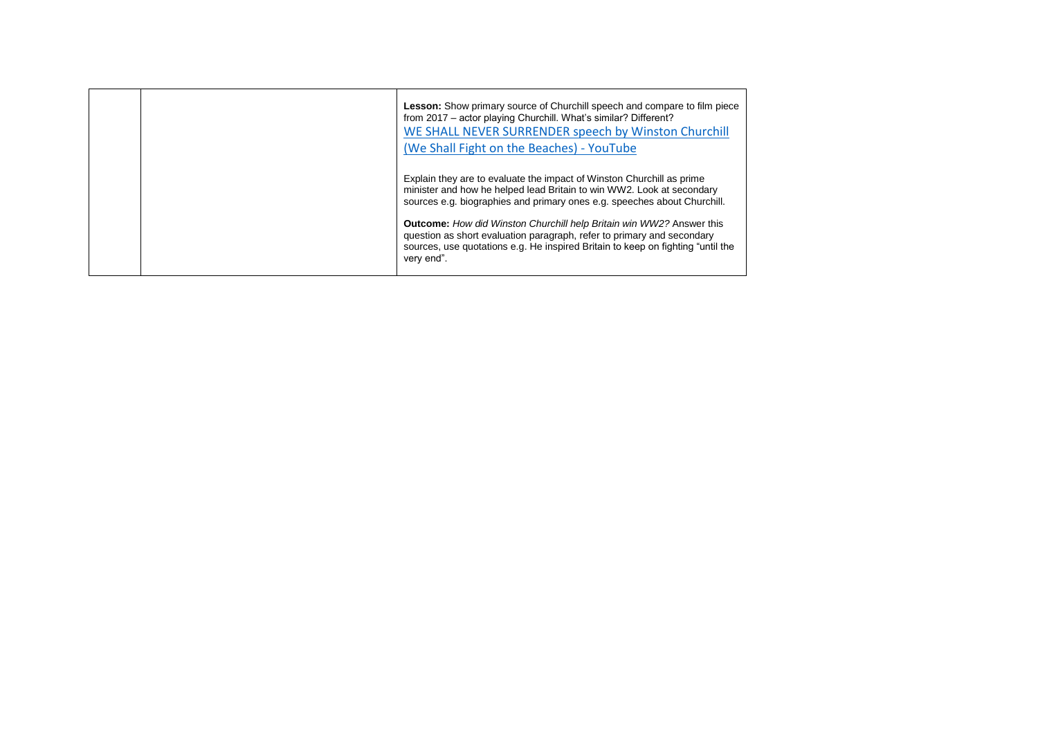| | | |
|---|---|---|
| | | **Lesson:** Show primary source of Churchill speech and compare to film piece from 2017 – actor playing Churchill. What's similar? Different?<br>WE SHALL NEVER SURRENDER speech by Winston Churchill (We Shall Fight on the Beaches) - YouTube<br><br>Explain they are to evaluate the impact of Winston Churchill as prime minister and how he helped lead Britain to win WW2. Look at secondary sources e.g. biographies and primary ones e.g. speeches about Churchill.<br><br>**Outcome:** *How did Winston Churchill help Britain win WW2?* Answer this question as short evaluation paragraph, refer to primary and secondary sources, use quotations e.g. He inspired Britain to keep on fighting "until the very end". |